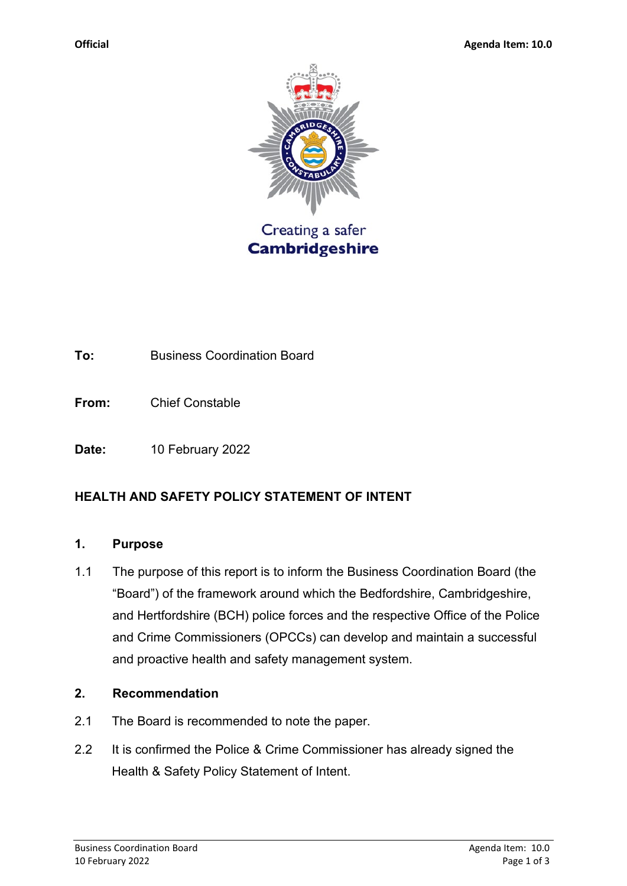Official

Agenda Item: 10.0

Creating a safer
**Cambridgeshire**

**To:** Business Coordination Board

**From:** Chief Constable

**Date:** 10 February 2022

## HEALTH AND SAFETY POLICY STATEMENT OF INTENT

### 1. Purpose

1.1 The purpose of this report is to inform the Business Coordination Board (the "Board") of the framework around which the Bedfordshire, Cambridgeshire, and Hertfordshire (BCH) police forces and the respective Office of the Police and Crime Commissioners (OPCCs) can develop and maintain a successful and proactive health and safety management system.

### 2. Recommendation

2.1 The Board is recommended to note the paper.

2.2 It is confirmed the Police & Crime Commissioner has already signed the Health & Safety Policy Statement of Intent.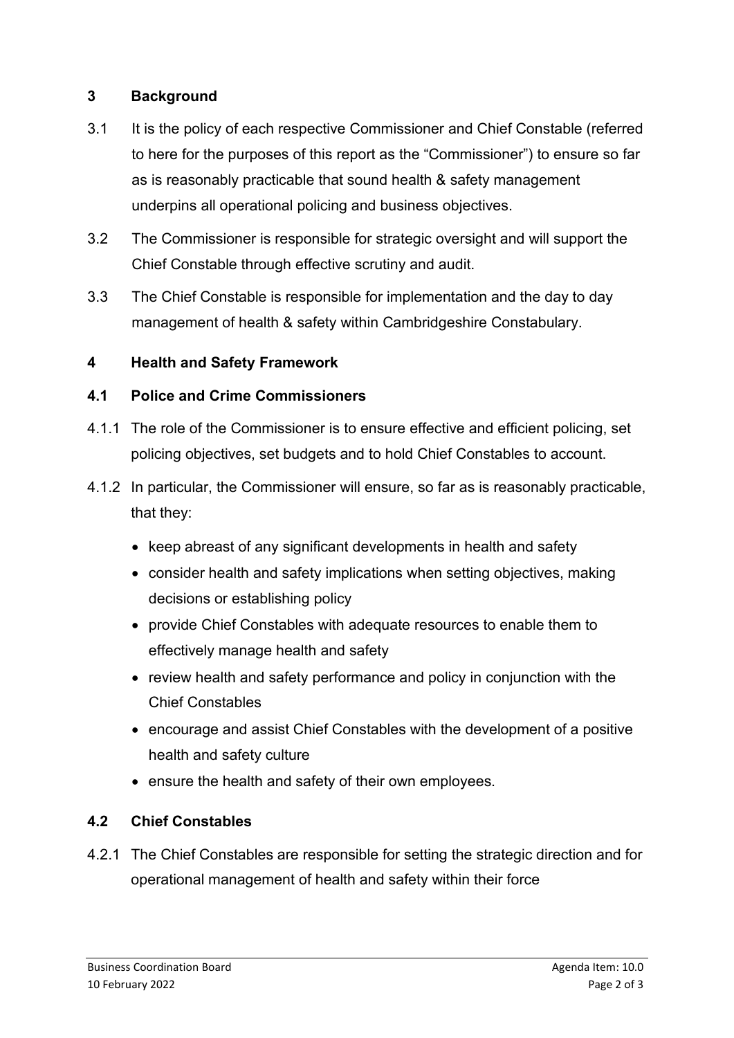## 3 Background

3.1 It is the policy of each respective Commissioner and Chief Constable (referred to here for the purposes of this report as the "Commissioner") to ensure so far as is reasonably practicable that sound health & safety management underpins all operational policing and business objectives.

3.2 The Commissioner is responsible for strategic oversight and will support the Chief Constable through effective scrutiny and audit.

3.3 The Chief Constable is responsible for implementation and the day to day management of health & safety within Cambridgeshire Constabulary.

## 4 Health and Safety Framework

### 4.1 Police and Crime Commissioners

4.1.1 The role of the Commissioner is to ensure effective and efficient policing, set policing objectives, set budgets and to hold Chief Constables to account.

4.1.2 In particular, the Commissioner will ensure, so far as is reasonably practicable, that they:

- keep abreast of any significant developments in health and safety
- consider health and safety implications when setting objectives, making decisions or establishing policy
- provide Chief Constables with adequate resources to enable them to effectively manage health and safety
- review health and safety performance and policy in conjunction with the Chief Constables
- encourage and assist Chief Constables with the development of a positive health and safety culture
- ensure the health and safety of their own employees.

### 4.2 Chief Constables

4.2.1 The Chief Constables are responsible for setting the strategic direction and for operational management of health and safety within their force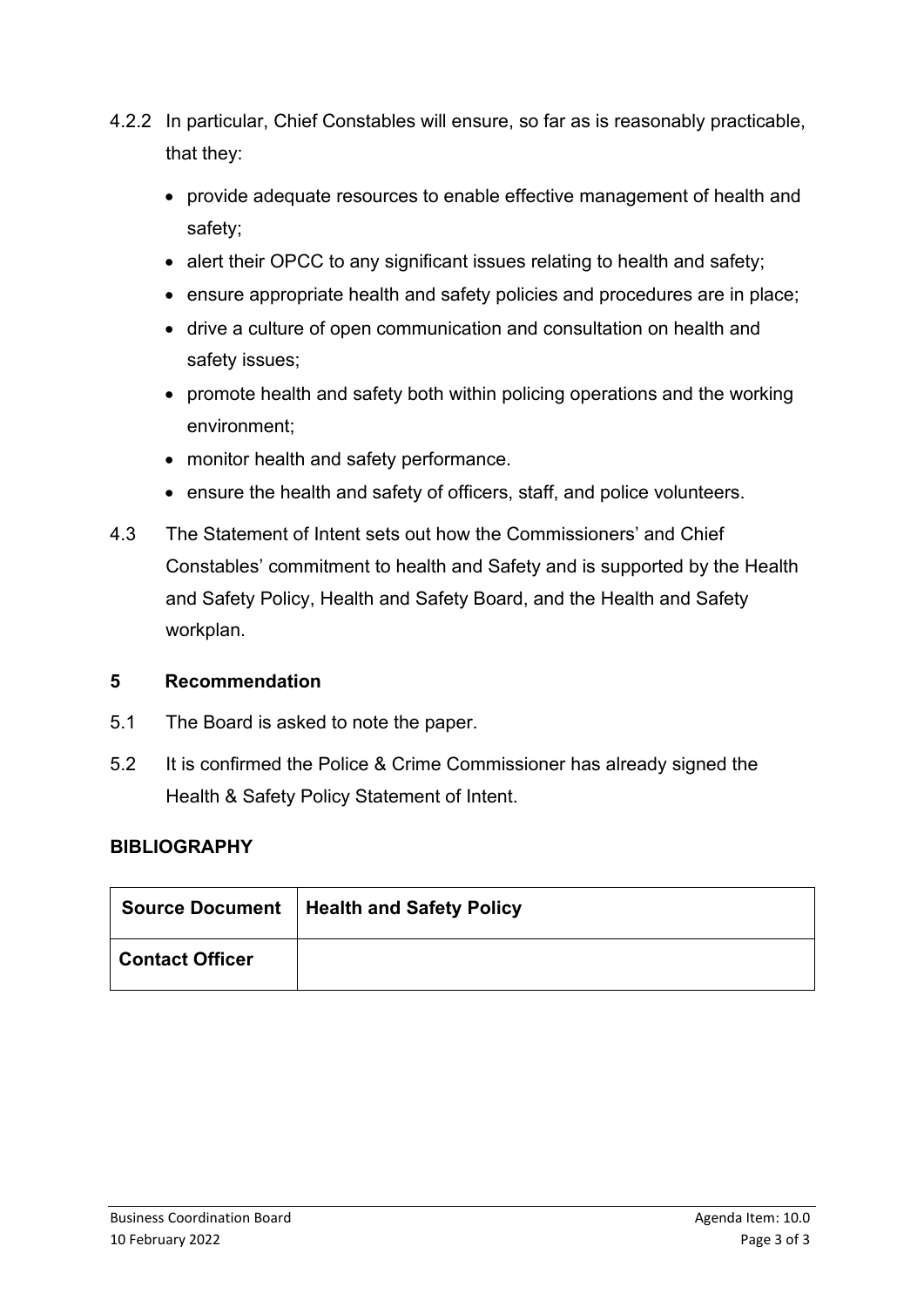4.2.2 In particular, Chief Constables will ensure, so far as is reasonably practicable, that they:

- provide adequate resources to enable effective management of health and safety;
- alert their OPCC to any significant issues relating to health and safety;
- ensure appropriate health and safety policies and procedures are in place;
- drive a culture of open communication and consultation on health and safety issues;
- promote health and safety both within policing operations and the working environment;
- monitor health and safety performance.
- ensure the health and safety of officers, staff, and police volunteers.

4.3 The Statement of Intent sets out how the Commissioners' and Chief Constables' commitment to health and Safety and is supported by the Health and Safety Policy, Health and Safety Board, and the Health and Safety workplan.

## 5 Recommendation

5.1 The Board is asked to note the paper.

5.2 It is confirmed the Police & Crime Commissioner has already signed the Health & Safety Policy Statement of Intent.

## BIBLIOGRAPHY

| | |
|---|---|
| **Source Document** | **Health and Safety Policy** |
| **Contact Officer** | |